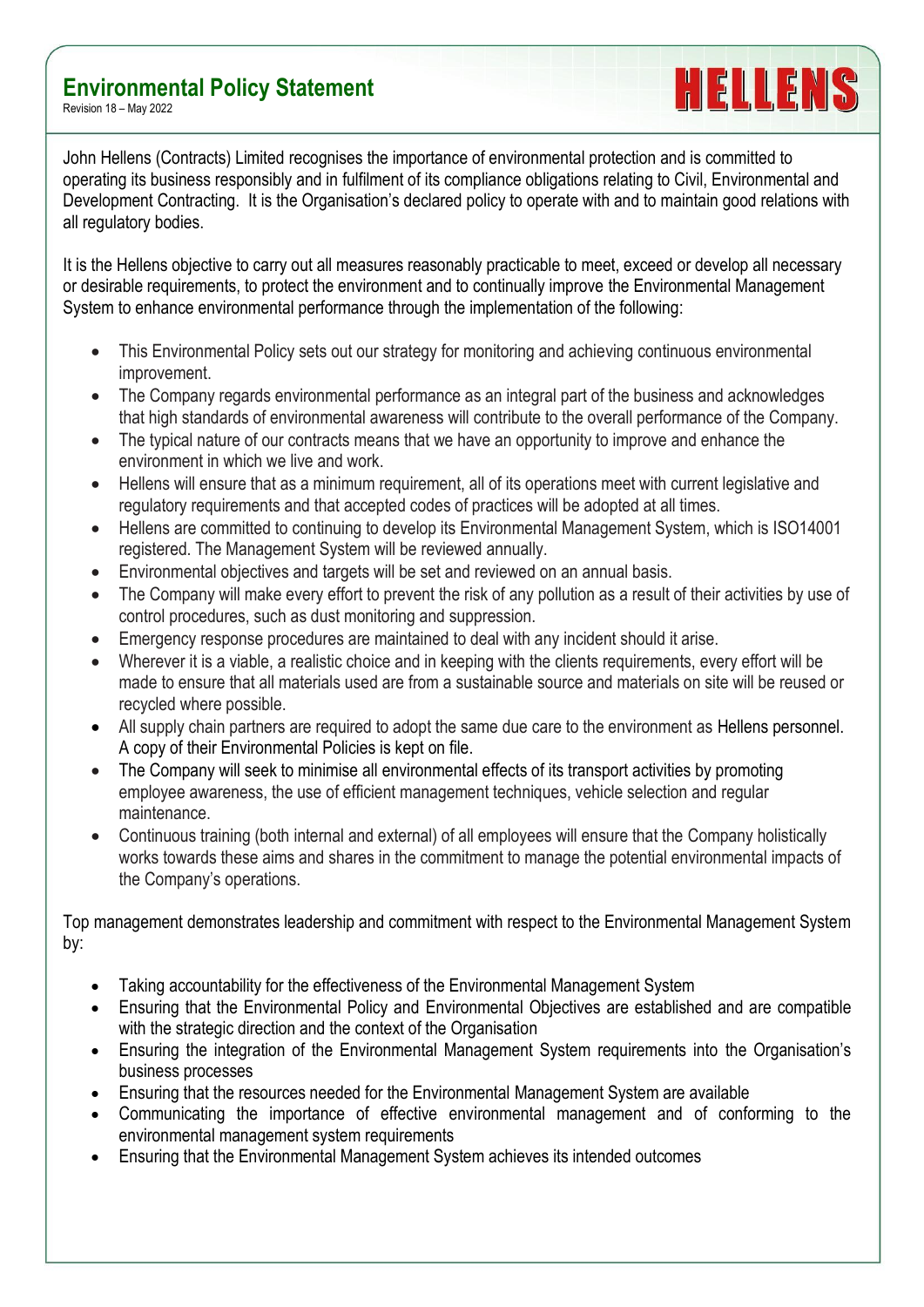# Environmental Policy Statement

Revision 18 – May 2022

**HELLENS**

John Hellens (Contracts) Limited recognises the importance of environmental protection and is committed to operating its business responsibly and in fulfilment of its compliance obligations relating to Civil, Environmental and Development Contracting. It is the Organisation's declared policy to operate with and to maintain good relations with all regulatory bodies.

It is the Hellens objective to carry out all measures reasonably practicable to meet, exceed or develop all necessary or desirable requirements, to protect the environment and to continually improve the Environmental Management System to enhance environmental performance through the implementation of the following:

- This Environmental Policy sets out our strategy for monitoring and achieving continuous environmental improvement.
- The Company regards environmental performance as an integral part of the business and acknowledges that high standards of environmental awareness will contribute to the overall performance of the Company.
- The typical nature of our contracts means that we have an opportunity to improve and enhance the environment in which we live and work.
- Hellens will ensure that as a minimum requirement, all of its operations meet with current legislative and regulatory requirements and that accepted codes of practices will be adopted at all times.
- Hellens are committed to continuing to develop its Environmental Management System, which is ISO14001 registered. The Management System will be reviewed annually.
- Environmental objectives and targets will be set and reviewed on an annual basis.
- The Company will make every effort to prevent the risk of any pollution as a result of their activities by use of control procedures, such as dust monitoring and suppression.
- Emergency response procedures are maintained to deal with any incident should it arise.
- Wherever it is a viable, a realistic choice and in keeping with the clients requirements, every effort will be made to ensure that all materials used are from a sustainable source and materials on site will be reused or recycled where possible.
- All supply chain partners are required to adopt the same due care to the environment as Hellens personnel. A copy of their Environmental Policies is kept on file.
- The Company will seek to minimise all environmental effects of its transport activities by promoting employee awareness, the use of efficient management techniques, vehicle selection and regular maintenance.
- Continuous training (both internal and external) of all employees will ensure that the Company holistically works towards these aims and shares in the commitment to manage the potential environmental impacts of the Company's operations.

Top management demonstrates leadership and commitment with respect to the Environmental Management System by:

- Taking accountability for the effectiveness of the Environmental Management System
- Ensuring that the Environmental Policy and Environmental Objectives are established and are compatible with the strategic direction and the context of the Organisation
- Ensuring the integration of the Environmental Management System requirements into the Organisation's business processes
- Ensuring that the resources needed for the Environmental Management System are available
- Communicating the importance of effective environmental management and of conforming to the environmental management system requirements
- Ensuring that the Environmental Management System achieves its intended outcomes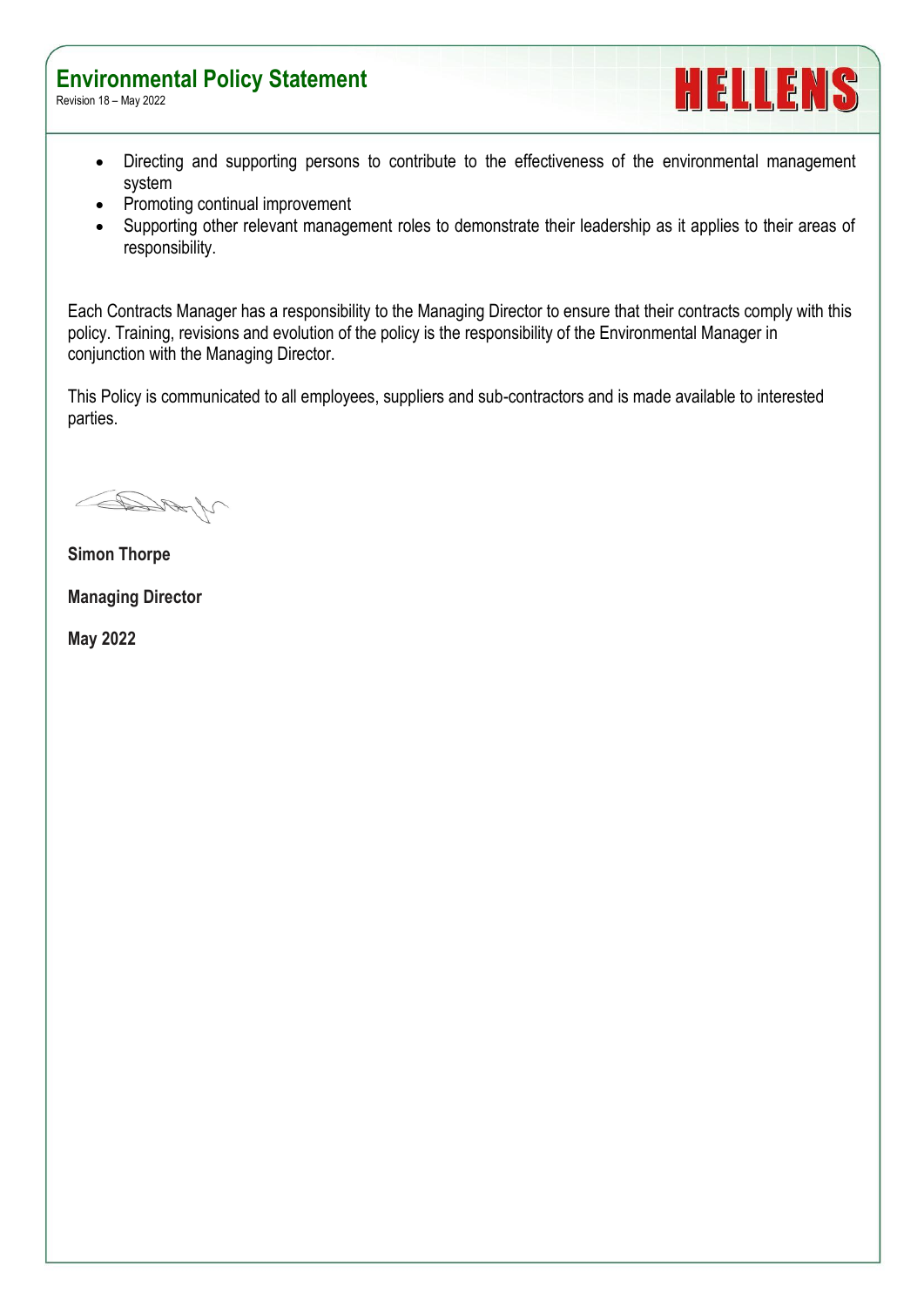- Directing and supporting persons to contribute to the effectiveness of the environmental management system
- Promoting continual improvement
- Supporting other relevant management roles to demonstrate their leadership as it applies to their areas of responsibility.

Each Contracts Manager has a responsibility to the Managing Director to ensure that their contracts comply with this policy. Training, revisions and evolution of the policy is the responsibility of the Environmental Manager in conjunction with the Managing Director.

This Policy is communicated to all employees, suppliers and sub-contractors and is made available to interested parties.

**Simon Thorpe**

**Managing Director**

**May 2022**